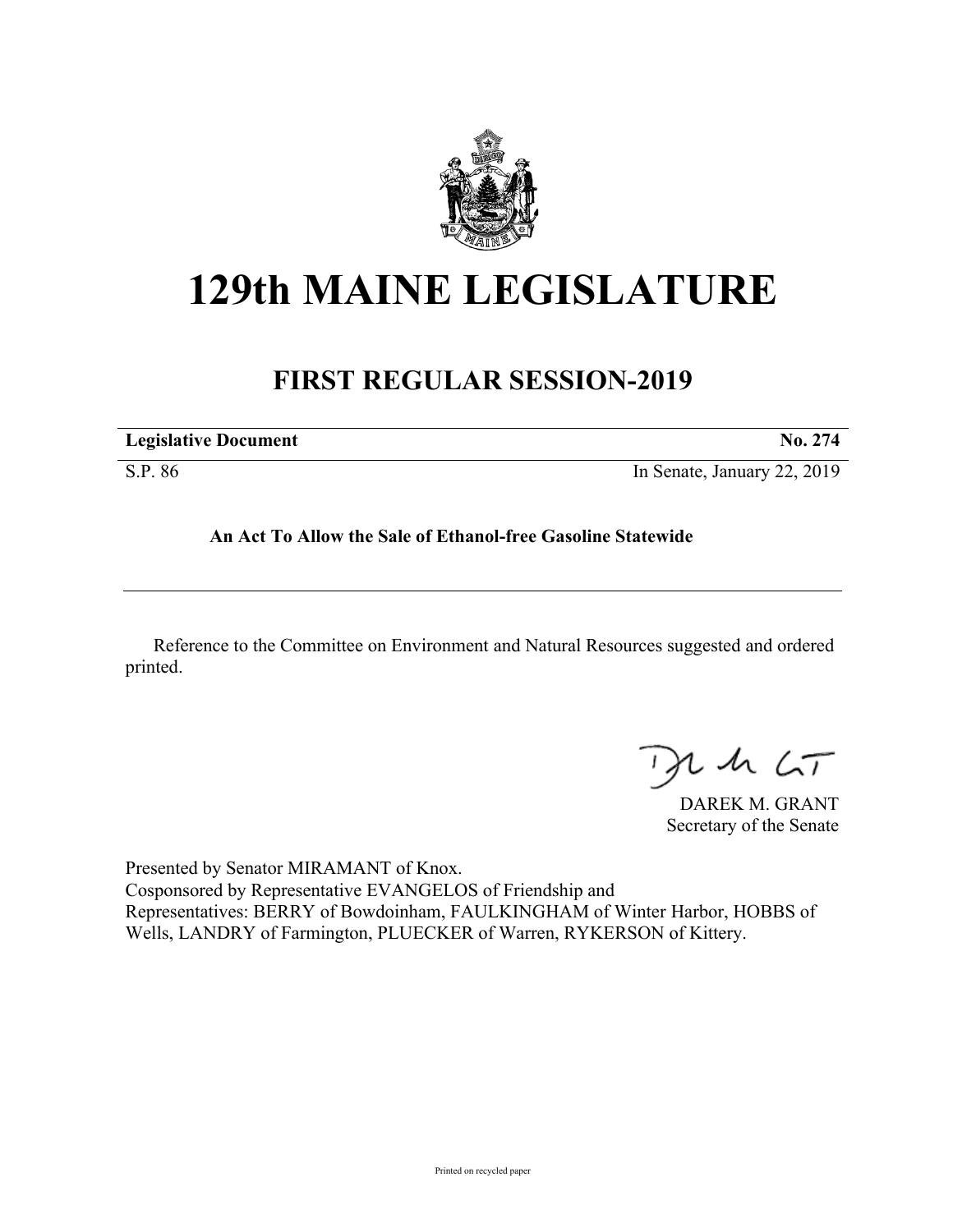# 129th MAINE LEGISLATURE

## FIRST REGULAR SESSION-2019

| **Legislative Document** | **No. 274** |
|---|---|
| S.P. 86 | In Senate, January 22, 2019 |

**An Act To Allow the Sale of Ethanol-free Gasoline Statewide**

Reference to the Committee on Environment and Natural Resources suggested and ordered printed.

DAREK M. GRANT
Secretary of the Senate

Presented by Senator MIRAMANT of Knox.
Cosponsored by Representative EVANGELOS of Friendship and
Representatives: BERRY of Bowdoinham, FAULKINGHAM of Winter Harbor, HOBBS of Wells, LANDRY of Farmington, PLUECKER of Warren, RYKERSON of Kittery.

Printed on recycled paper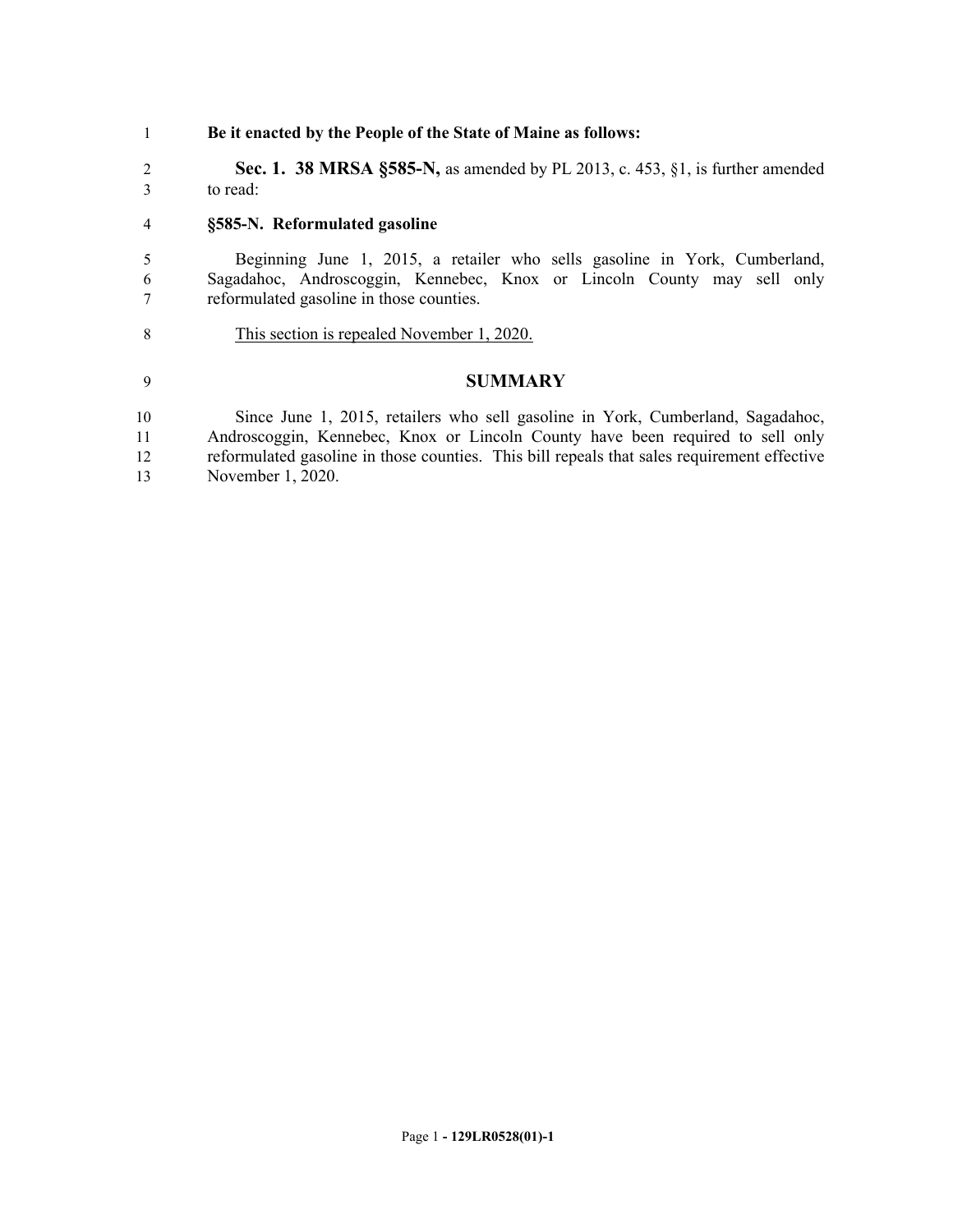**Be it enacted by the People of the State of Maine as follows:**

**Sec. 1. 38 MRSA §585-N,** as amended by PL 2013, c. 453, §1, is further amended to read:

**§585-N. Reformulated gasoline**

Beginning June 1, 2015, a retailer who sells gasoline in York, Cumberland, Sagadahoc, Androscoggin, Kennebec, Knox or Lincoln County may sell only reformulated gasoline in those counties.

This section is repealed November 1, 2020.

## SUMMARY

Since June 1, 2015, retailers who sell gasoline in York, Cumberland, Sagadahoc, Androscoggin, Kennebec, Knox or Lincoln County have been required to sell only reformulated gasoline in those counties. This bill repeals that sales requirement effective November 1, 2020.